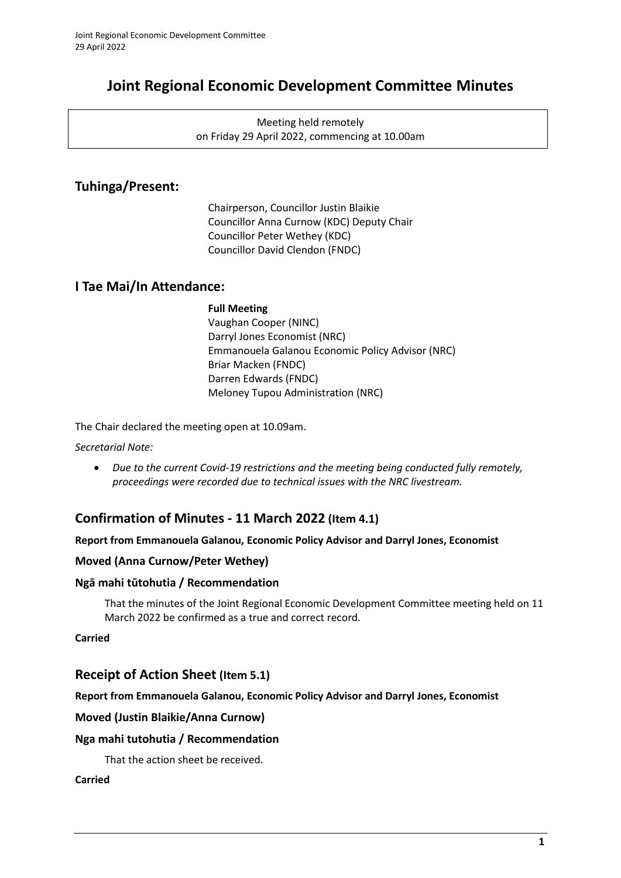# Joint Regional Economic Development Committee Minutes

Meeting held remotely
on Friday 29 April 2022, commencing at 10.00am

## Tuhinga/Present:

Chairperson, Councillor Justin Blaikie
Councillor Anna Curnow (KDC) Deputy Chair
Councillor Peter Wethey (KDC)
Councillor David Clendon (FNDC)

## I Tae Mai/In Attendance:

**Full Meeting**
Vaughan Cooper (NINC)
Darryl Jones Economist (NRC)
Emmanouela Galanou Economic Policy Advisor (NRC)
Briar Macken (FNDC)
Darren Edwards (FNDC)
Meloney Tupou Administration (NRC)

The Chair declared the meeting open at 10.09am.

*Secretarial Note:*

- *Due to the current Covid-19 restrictions and the meeting being conducted fully remotely, proceedings were recorded due to technical issues with the NRC livestream.*

## Confirmation of Minutes - 11 March 2022 (Item 4.1)

**Report from Emmanouela Galanou, Economic Policy Advisor and Darryl Jones, Economist**

### Moved (Anna Curnow/Peter Wethey)

### Ngā mahi tūtohutia / Recommendation

That the minutes of the Joint Regional Economic Development Committee meeting held on 11 March 2022 be confirmed as a true and correct record.

**Carried**

## Receipt of Action Sheet (Item 5.1)

**Report from Emmanouela Galanou, Economic Policy Advisor and Darryl Jones, Economist**

### Moved (Justin Blaikie/Anna Curnow)

### Nga mahi tutohutia / Recommendation

That the action sheet be received.

**Carried**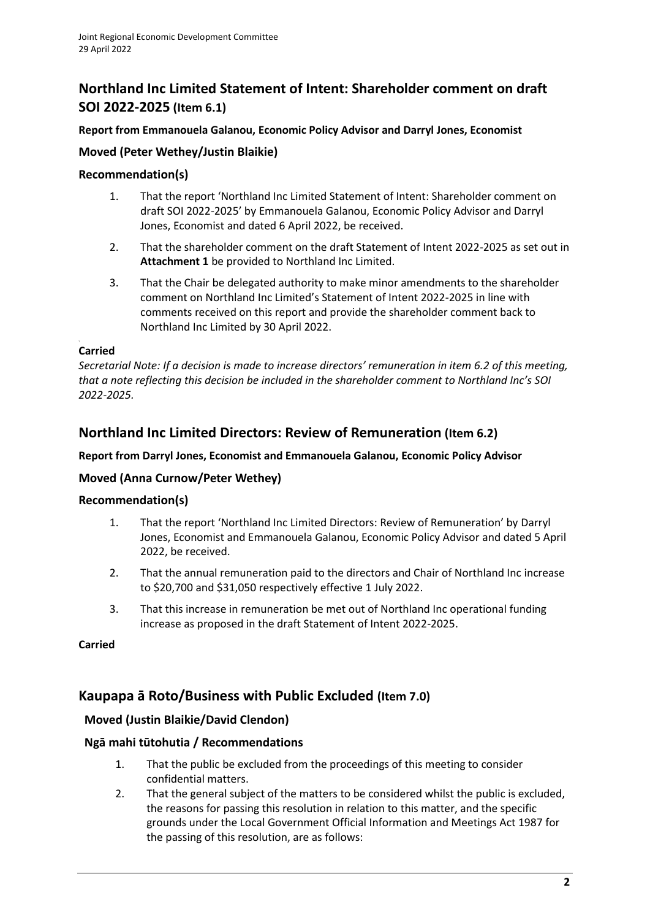## Northland Inc Limited Statement of Intent: Shareholder comment on draft SOI 2022-2025 (Item 6.1)

**Report from Emmanouela Galanou, Economic Policy Advisor and Darryl Jones, Economist**

### Moved (Peter Wethey/Justin Blaikie)

### Recommendation(s)

1. That the report 'Northland Inc Limited Statement of Intent: Shareholder comment on draft SOI 2022-2025' by Emmanouela Galanou, Economic Policy Advisor and Darryl Jones, Economist and dated 6 April 2022, be received.
2. That the shareholder comment on the draft Statement of Intent 2022-2025 as set out in **Attachment 1** be provided to Northland Inc Limited.
3. That the Chair be delegated authority to make minor amendments to the shareholder comment on Northland Inc Limited's Statement of Intent 2022-2025 in line with comments received on this report and provide the shareholder comment back to Northland Inc Limited by 30 April 2022.

**Carried**

*Secretarial Note: If a decision is made to increase directors' remuneration in item 6.2 of this meeting, that a note reflecting this decision be included in the shareholder comment to Northland Inc's SOI 2022-2025.*

## Northland Inc Limited Directors: Review of Remuneration (Item 6.2)

**Report from Darryl Jones, Economist and Emmanouela Galanou, Economic Policy Advisor**

### Moved (Anna Curnow/Peter Wethey)

### Recommendation(s)

1. That the report 'Northland Inc Limited Directors: Review of Remuneration' by Darryl Jones, Economist and Emmanouela Galanou, Economic Policy Advisor and dated 5 April 2022, be received.
2. That the annual remuneration paid to the directors and Chair of Northland Inc increase to $20,700 and $31,050 respectively effective 1 July 2022.
3. That this increase in remuneration be met out of Northland Inc operational funding increase as proposed in the draft Statement of Intent 2022-2025.

**Carried**

## Kaupapa ā Roto/Business with Public Excluded (Item 7.0)

### Moved (Justin Blaikie/David Clendon)

### Ngā mahi tūtohutia / Recommendations

1. That the public be excluded from the proceedings of this meeting to consider confidential matters.
2. That the general subject of the matters to be considered whilst the public is excluded, the reasons for passing this resolution in relation to this matter, and the specific grounds under the Local Government Official Information and Meetings Act 1987 for the passing of this resolution, are as follows: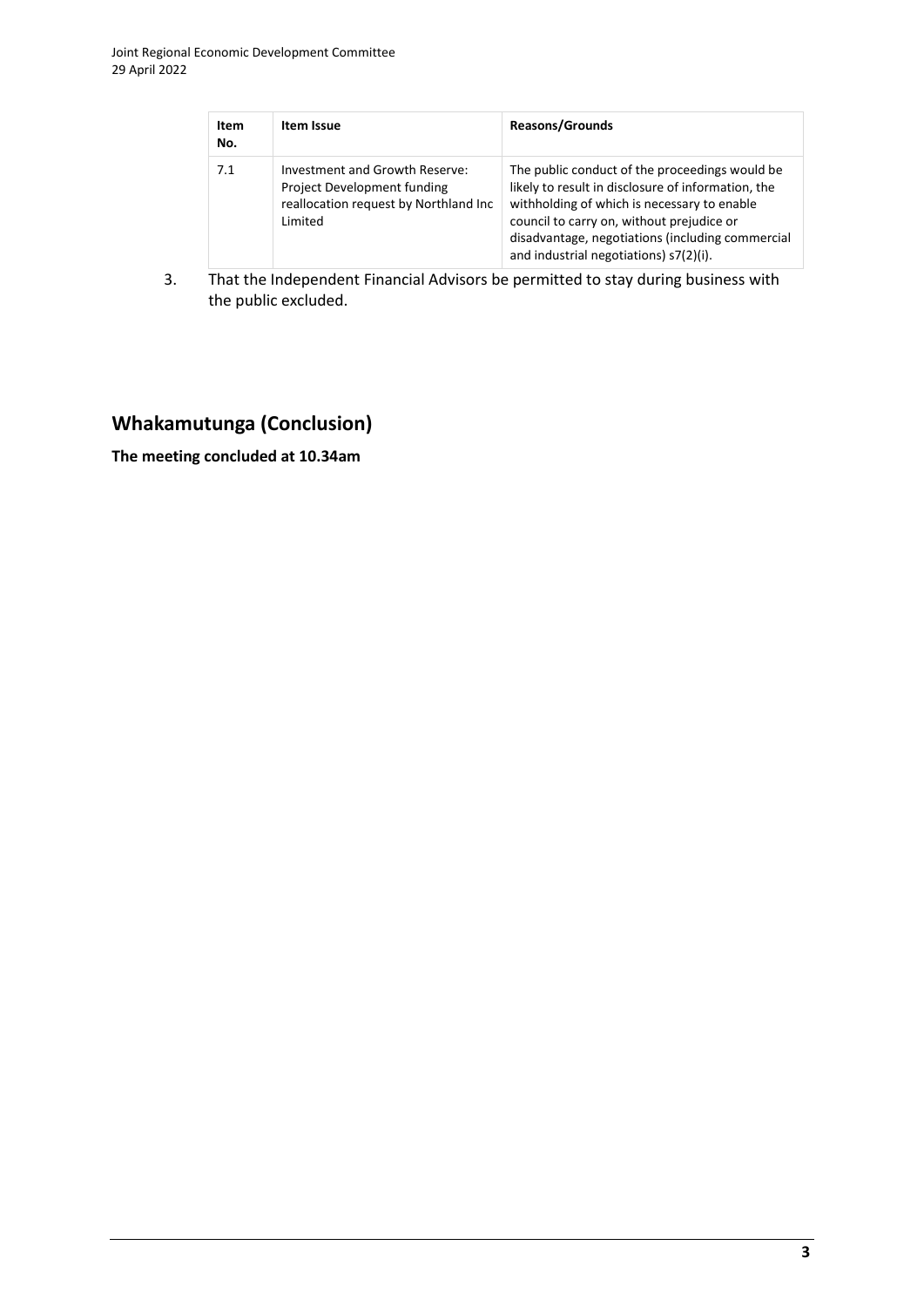| Item No. | Item Issue | Reasons/Grounds |
|---|---|---|
| 7.1 | Investment and Growth Reserve: Project Development funding reallocation request by Northland Inc Limited | The public conduct of the proceedings would be likely to result in disclosure of information, the withholding of which is necessary to enable council to carry on, without prejudice or disadvantage, negotiations (including commercial and industrial negotiations) s7(2)(i). |

3. That the Independent Financial Advisors be permitted to stay during business with the public excluded.

## Whakamutunga (Conclusion)

**The meeting concluded at 10.34am**